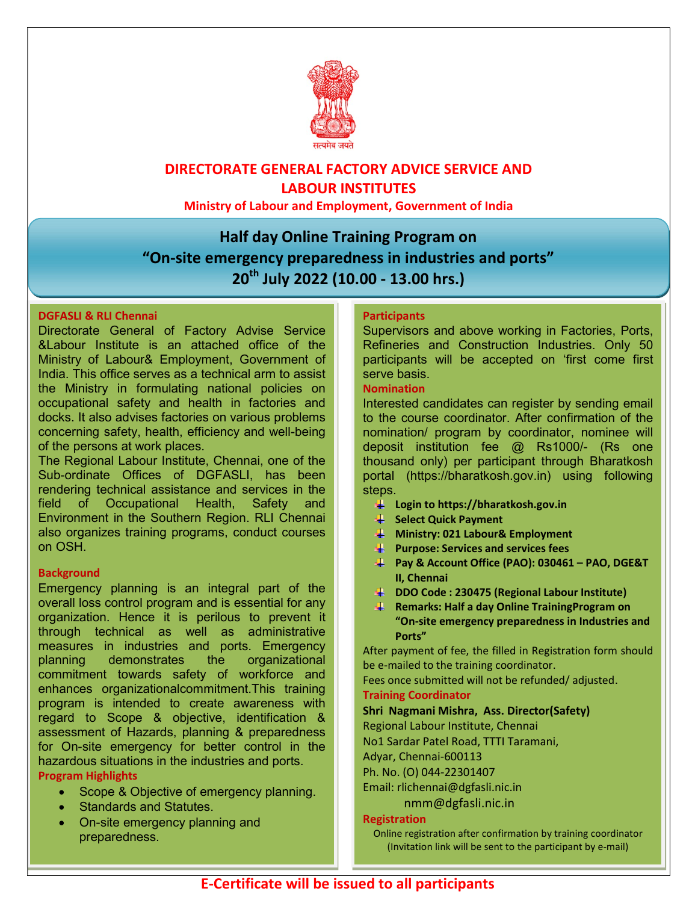सत्यमेव जयते

# DIRECTORATE GENERAL FACTORY ADVICE SERVICE AND LABOUR INSTITUTES

**Ministry of Labour and Employment, Government of India**

## Half day Online Training Program on "On-site emergency preparedness in industries and ports"

## 20th July 2022 (10.00 - 13.00 hrs.)

### DGFASLI & RLI Chennai

Directorate General of Factory Advise Service &Labour Institute is an attached office of the Ministry of Labour& Employment, Government of India. This office serves as a technical arm to assist the Ministry in formulating national policies on occupational safety and health in factories and docks. It also advises factories on various problems concerning safety, health, efficiency and well-being of the persons at work places.

The Regional Labour Institute, Chennai, one of the Sub-ordinate Offices of DGFASLI, has been rendering technical assistance and services in the field of Occupational Health, Safety and Environment in the Southern Region. RLI Chennai also organizes training programs, conduct courses on OSH.

### Background

Emergency planning is an integral part of the overall loss control program and is essential for any organization. Hence it is perilous to prevent it through technical as well as administrative measures in industries and ports. Emergency planning demonstrates the organizational commitment towards safety of workforce and enhances organizationalcommitment.This training program is intended to create awareness with regard to Scope & objective, identification & assessment of Hazards, planning & preparedness for On-site emergency for better control in the hazardous situations in the industries and ports.

### Program Highlights

- Scope & Objective of emergency planning.
- Standards and Statutes.
- On-site emergency planning and preparedness.

### Participants

Supervisors and above working in Factories, Ports, Refineries and Construction Industries. Only 50 participants will be accepted on 'first come first serve basis.

### Nomination

Interested candidates can register by sending email to the course coordinator. After confirmation of the nomination/ program by coordinator, nominee will deposit institution fee @ Rs1000/- (Rs one thousand only) per participant through Bharatkosh portal (https://bharatkosh.gov.in) using following steps.

- **Login to https://bharatkosh.gov.in**
- **Select Quick Payment**
- **Ministry: 021 Labour& Employment**
- **Purpose: Services and services fees**
- **Pay & Account Office (PAO): 030461 – PAO, DGE&T II, Chennai**
- **DDO Code : 230475 (Regional Labour Institute)**
- **Remarks: Half a day Online TrainingProgram on "On-site emergency preparedness in Industries and Ports"**

After payment of fee, the filled in Registration form should be e-mailed to the training coordinator.

Fees once submitted will not be refunded/ adjusted.

### Training Coordinator

**Shri Nagmani Mishra, Ass. Director(Safety)**

Regional Labour Institute, Chennai
No1 Sardar Patel Road, TTTI Taramani,
Adyar, Chennai-600113
Ph. No. (O) 044-22301407
Email: rlichennai@dgfasli.nic.in
nmm@dgfasli.nic.in

### Registration

Online registration after confirmation by training coordinator (Invitation link will be sent to the participant by e-mail)

**E-Certificate will be issued to all participants**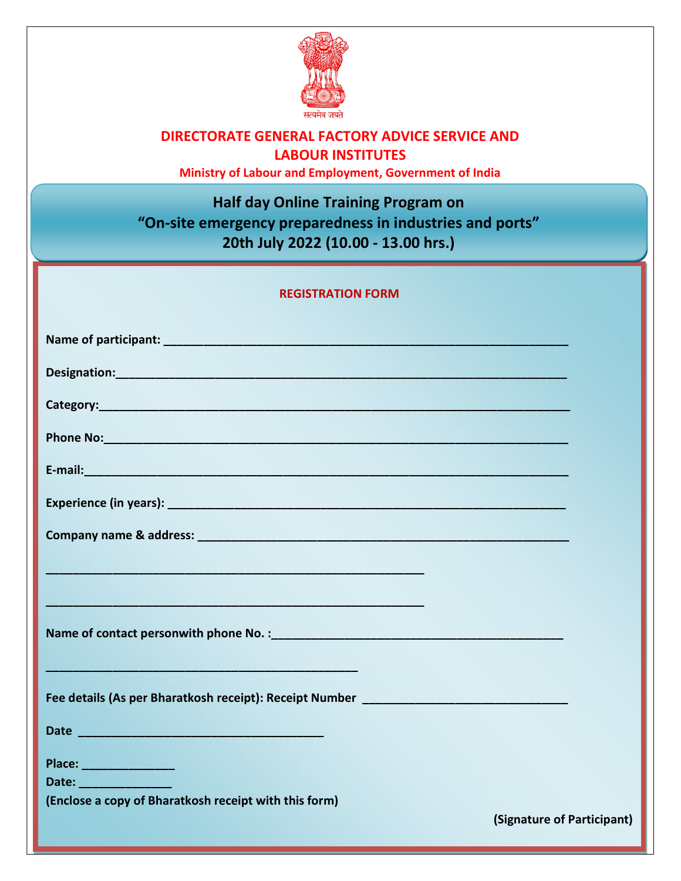सत्यमेव जयते

## DIRECTORATE GENERAL FACTORY ADVICE SERVICE AND LABOUR INSTITUTES

**Ministry of Labour and Employment, Government of India**

### Half day Online Training Program on “On-site emergency preparedness in industries and ports” 20th July 2022 (10.00 - 13.00 hrs.)

**REGISTRATION FORM**

**Name of participant:** ______________________________________________________________

**Designation:**______________________________________________________________________

**Category:**________________________________________________________________________

**Phone No:**_______________________________________________________________________

**E-mail:**__________________________________________________________________________

**Experience (in years):** ______________________________________________________________

**Company name & address:** __________________________________________________________

___________________________________________________________

___________________________________________________________

**Name of contact personwith phone No. :**_________________________________________________

________________________________________________

**Fee details (As per Bharatkosh receipt): Receipt Number** ________________________________

**Date** ______________________________________

**Place:** ______________

**Date:** ______________

**(Enclose a copy of Bharatkosh receipt with this form)**

**(Signature of Participant)**